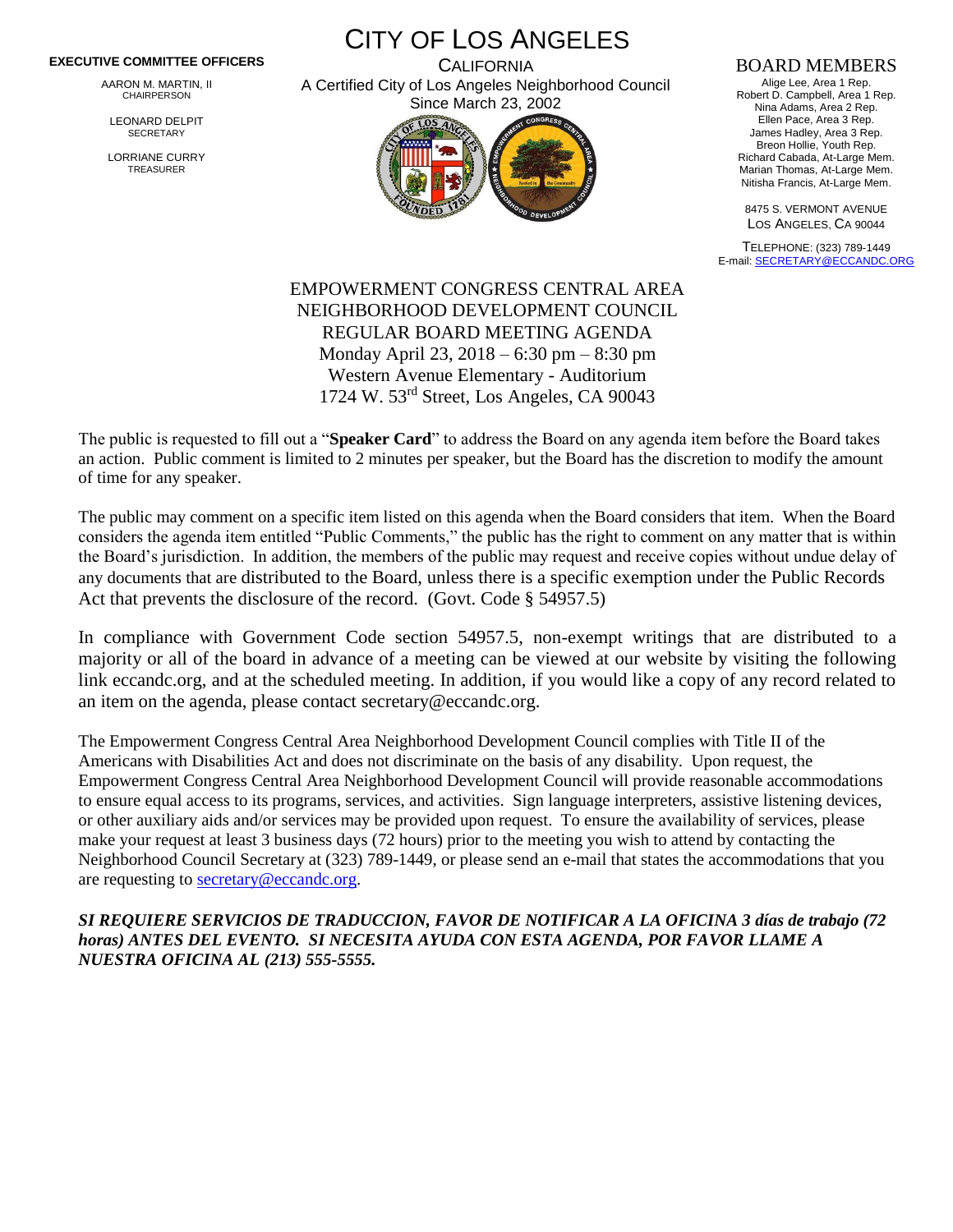**EXECUTIVE COMMITTEE OFFICERS**

AARON M. MARTIN, II
CHAIRPERSON

LEONARD DELPIT
SECRETARY

LORRIANE CURRY
TREASURER

# CITY OF LOS ANGELES

CALIFORNIA

A Certified City of Los Angeles Neighborhood Council
Since March 23, 2002

## BOARD MEMBERS

Alige Lee, Area 1 Rep.
Robert D. Campbell, Area 1 Rep.
Nina Adams, Area 2 Rep.
Ellen Pace, Area 3 Rep.
James Hadley, Area 3 Rep.
Breon Hollie, Youth Rep.
Richard Cabada, At-Large Mem.
Marian Thomas, At-Large Mem.
Nitisha Francis, At-Large Mem.

8475 S. VERMONT AVENUE
LOS ANGELES, CA 90044

TELEPHONE: (323) 789-1449
E-mail: SECRETARY@ECCANDC.ORG

## EMPOWERMENT CONGRESS CENTRAL AREA NEIGHBORHOOD DEVELOPMENT COUNCIL REGULAR BOARD MEETING AGENDA

Monday April 23, 2018 – 6:30 pm – 8:30 pm
Western Avenue Elementary - Auditorium
1724 W. 53rd Street, Los Angeles, CA 90043

The public is requested to fill out a "**Speaker Card**" to address the Board on any agenda item before the Board takes an action. Public comment is limited to 2 minutes per speaker, but the Board has the discretion to modify the amount of time for any speaker.

The public may comment on a specific item listed on this agenda when the Board considers that item. When the Board considers the agenda item entitled "Public Comments," the public has the right to comment on any matter that is within the Board's jurisdiction. In addition, the members of the public may request and receive copies without undue delay of any documents that are distributed to the Board, unless there is a specific exemption under the Public Records Act that prevents the disclosure of the record. (Govt. Code § 54957.5)

In compliance with Government Code section 54957.5, non-exempt writings that are distributed to a majority or all of the board in advance of a meeting can be viewed at our website by visiting the following link eccandc.org, and at the scheduled meeting. In addition, if you would like a copy of any record related to an item on the agenda, please contact secretary@eccandc.org.

The Empowerment Congress Central Area Neighborhood Development Council complies with Title II of the Americans with Disabilities Act and does not discriminate on the basis of any disability. Upon request, the Empowerment Congress Central Area Neighborhood Development Council will provide reasonable accommodations to ensure equal access to its programs, services, and activities. Sign language interpreters, assistive listening devices, or other auxiliary aids and/or services may be provided upon request. To ensure the availability of services, please make your request at least 3 business days (72 hours) prior to the meeting you wish to attend by contacting the Neighborhood Council Secretary at (323) 789-1449, or please send an e-mail that states the accommodations that you are requesting to secretary@eccandc.org.

***SI REQUIERE SERVICIOS DE TRADUCCION, FAVOR DE NOTIFICAR A LA OFICINA 3 días de trabajo (72 horas) ANTES DEL EVENTO. SI NECESITA AYUDA CON ESTA AGENDA, POR FAVOR LLAME A NUESTRA OFICINA AL (213) 555-5555.***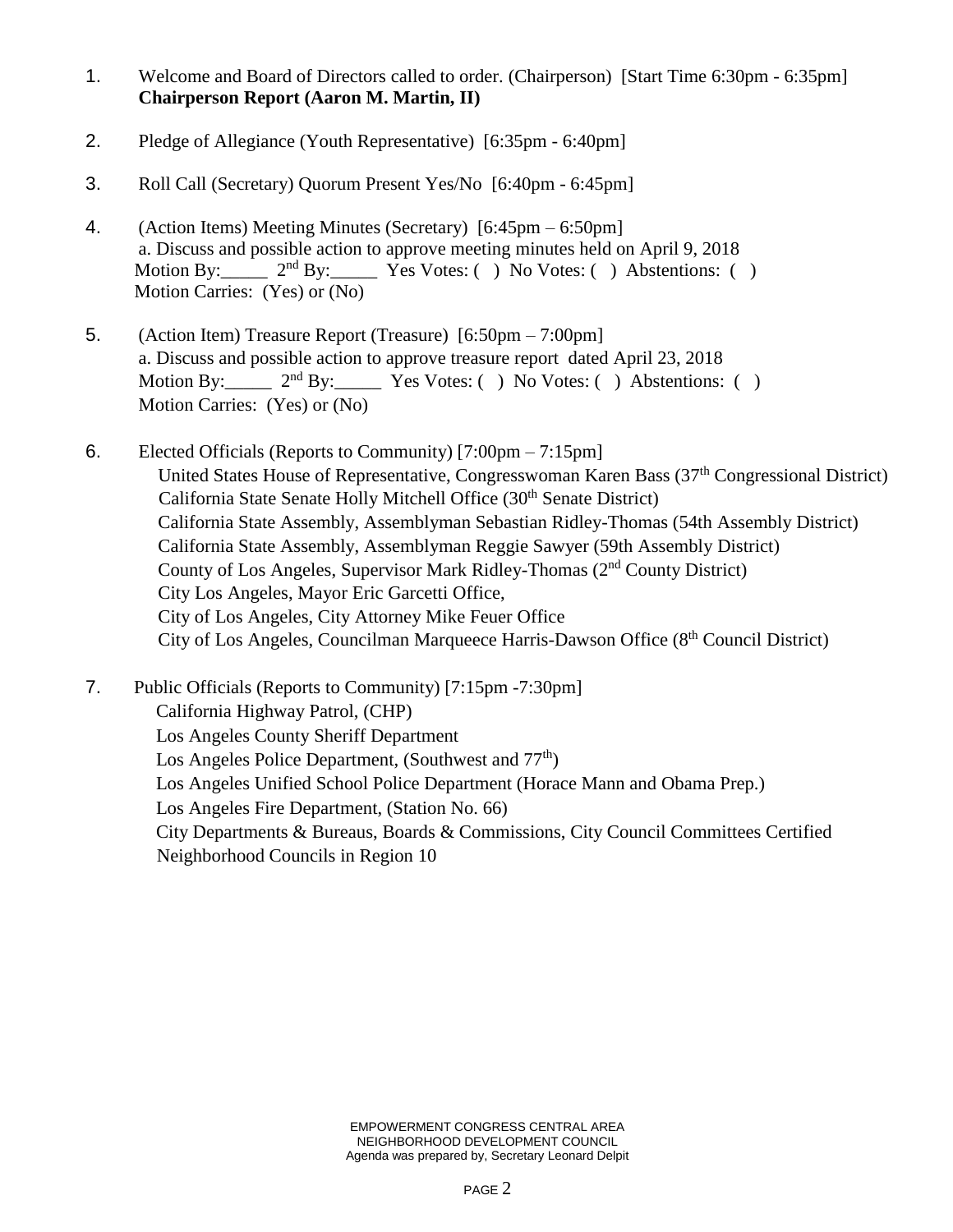1. Welcome and Board of Directors called to order. (Chairperson) [Start Time 6:30pm - 6:35pm]
   **Chairperson Report (Aaron M. Martin, II)**

2. Pledge of Allegiance (Youth Representative) [6:35pm - 6:40pm]

3. Roll Call (Secretary) Quorum Present Yes/No [6:40pm - 6:45pm]

4. (Action Items) Meeting Minutes (Secretary) [6:45pm – 6:50pm]
   a. Discuss and possible action to approve meeting minutes held on April 9, 2018
   Motion By:_____ 2nd By:_____ Yes Votes: ( ) No Votes: ( ) Abstentions: ( )
   Motion Carries: (Yes) or (No)

5. (Action Item) Treasure Report (Treasure) [6:50pm – 7:00pm]
   a. Discuss and possible action to approve treasure report dated April 23, 2018
   Motion By:_____ 2nd By:_____ Yes Votes: ( ) No Votes: ( ) Abstentions: ( )
   Motion Carries: (Yes) or (No)

6. Elected Officials (Reports to Community) [7:00pm – 7:15pm]
   United States House of Representative, Congresswoman Karen Bass (37th Congressional District)
   California State Senate Holly Mitchell Office (30th Senate District)
   California State Assembly, Assemblyman Sebastian Ridley-Thomas (54th Assembly District)
   California State Assembly, Assemblyman Reggie Sawyer (59th Assembly District)
   County of Los Angeles, Supervisor Mark Ridley-Thomas (2nd County District)
   City Los Angeles, Mayor Eric Garcetti Office,
   City of Los Angeles, City Attorney Mike Feuer Office
   City of Los Angeles, Councilman Marqueece Harris-Dawson Office (8th Council District)

7. Public Officials (Reports to Community) [7:15pm -7:30pm]
   California Highway Patrol, (CHP)
   Los Angeles County Sheriff Department
   Los Angeles Police Department, (Southwest and 77th)
   Los Angeles Unified School Police Department (Horace Mann and Obama Prep.)
   Los Angeles Fire Department, (Station No. 66)
   City Departments & Bureaus, Boards & Commissions, City Council Committees Certified Neighborhood Councils in Region 10

EMPOWERMENT CONGRESS CENTRAL AREA
NEIGHBORHOOD DEVELOPMENT COUNCIL
Agenda was prepared by, Secretary Leonard Delpit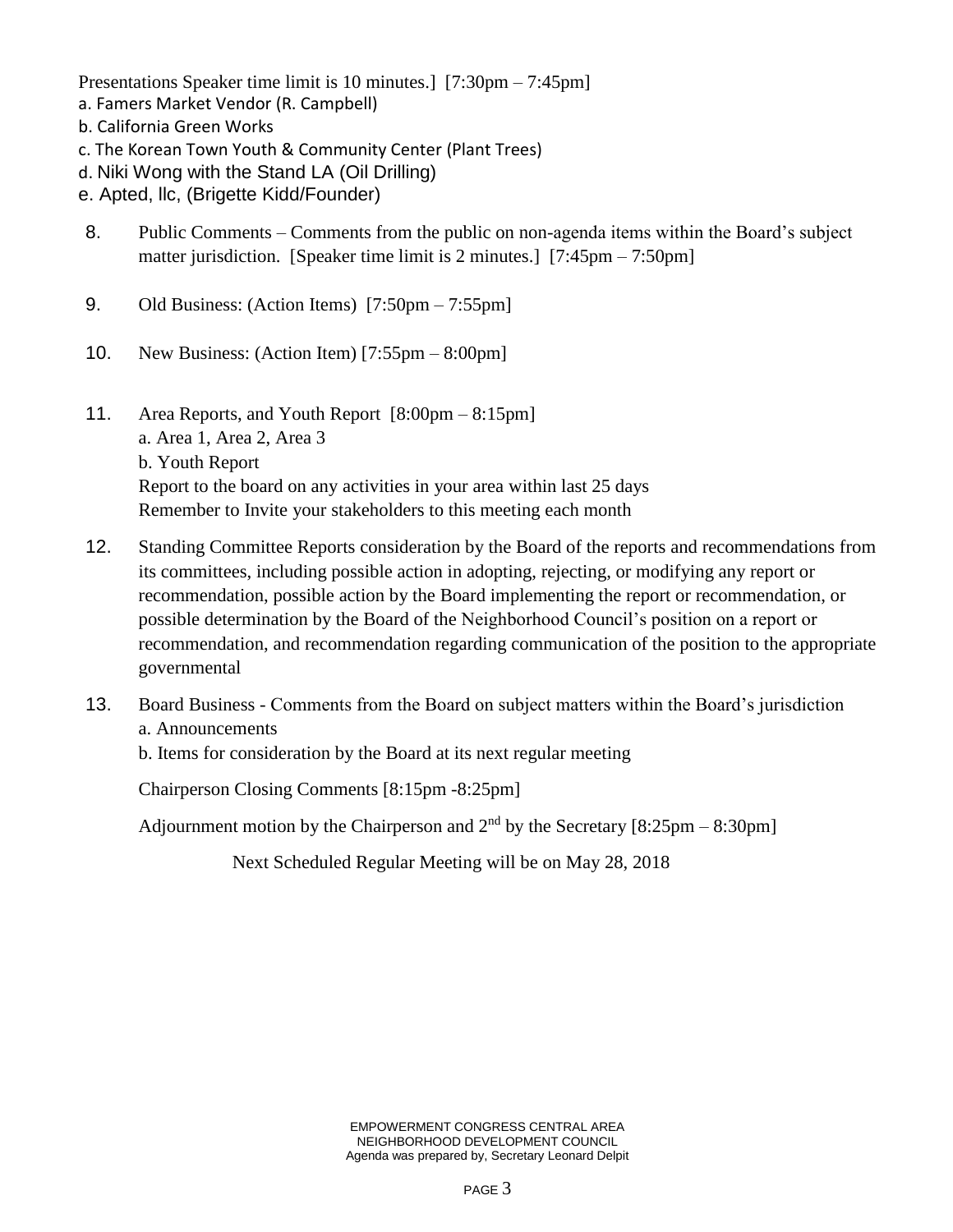Presentations Speaker time limit is 10 minutes.] [7:30pm – 7:45pm]

a. Famers Market Vendor (R. Campbell)
b. California Green Works
c. The Korean Town Youth & Community Center (Plant Trees)
d. Niki Wong with the Stand LA (Oil Drilling)
e. Apted, llc, (Brigette Kidd/Founder)

8. Public Comments – Comments from the public on non-agenda items within the Board's subject matter jurisdiction. [Speaker time limit is 2 minutes.] [7:45pm – 7:50pm]

9. Old Business: (Action Items) [7:50pm – 7:55pm]

10. New Business: (Action Item) [7:55pm – 8:00pm]

11. Area Reports, and Youth Report [8:00pm – 8:15pm]
    a. Area 1, Area 2, Area 3
    b. Youth Report
    Report to the board on any activities in your area within last 25 days
    Remember to Invite your stakeholders to this meeting each month

12. Standing Committee Reports consideration by the Board of the reports and recommendations from its committees, including possible action in adopting, rejecting, or modifying any report or recommendation, possible action by the Board implementing the report or recommendation, or possible determination by the Board of the Neighborhood Council's position on a report or recommendation, and recommendation regarding communication of the position to the appropriate governmental

13. Board Business - Comments from the Board on subject matters within the Board's jurisdiction
    a. Announcements
    b. Items for consideration by the Board at its next regular meeting

    Chairperson Closing Comments [8:15pm -8:25pm]

    Adjournment motion by the Chairperson and 2nd by the Secretary [8:25pm – 8:30pm]

Next Scheduled Regular Meeting will be on May 28, 2018

EMPOWERMENT CONGRESS CENTRAL AREA NEIGHBORHOOD DEVELOPMENT COUNCIL
Agenda was prepared by, Secretary Leonard Delpit